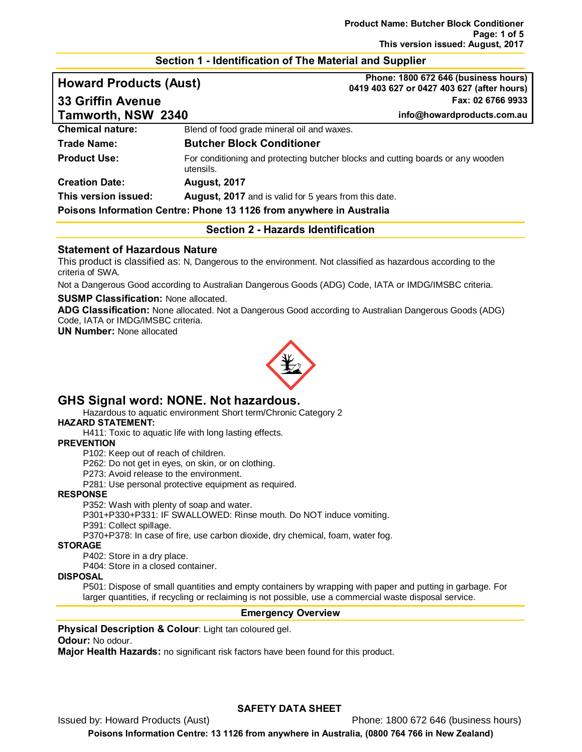## Section 1 - Identification of The Material and Supplier

**Howard Products (Aust)**
**33 Griffin Avenue**
**Tamworth, NSW 2340**

**Phone: 1800 672 646 (business hours)**
**0419 403 627 or 0427 403 627 (after hours)**
**Fax: 02 6766 9933**
**info@howardproducts.com.au**

| | |
|---|---|
| **Chemical nature:** | Blend of food grade mineral oil and waxes. |
| **Trade Name:** | **Butcher Block Conditioner** |
| **Product Use:** | For conditioning and protecting butcher blocks and cutting boards or any wooden utensils. |
| **Creation Date:** | **August, 2017** |
| **This version issued:** | **August, 2017** and is valid for 5 years from this date. |

**Poisons Information Centre: Phone 13 1126 from anywhere in Australia**

## Section 2 - Hazards Identification

### Statement of Hazardous Nature

This product is classified as: N, Dangerous to the environment. Not classified as hazardous according to the criteria of SWA.

Not a Dangerous Good according to Australian Dangerous Goods (ADG) Code, IATA or IMDG/IMSBC criteria.

**SUSMP Classification:** None allocated.
**ADG Classification:** None allocated. Not a Dangerous Good according to Australian Dangerous Goods (ADG) Code, IATA or IMDG/IMSBC criteria.
**UN Number:** None allocated

## GHS Signal word: NONE. Not hazardous.

Hazardous to aquatic environment Short term/Chronic Category 2

**HAZARD STATEMENT:**

H411: Toxic to aquatic life with long lasting effects.

**PREVENTION**

P102: Keep out of reach of children.
P262: Do not get in eyes, on skin, or on clothing.
P273: Avoid release to the environment.
P281: Use personal protective equipment as required.

**RESPONSE**

P352: Wash with plenty of soap and water.
P301+P330+P331: IF SWALLOWED: Rinse mouth. Do NOT induce vomiting.
P391: Collect spillage.
P370+P378: In case of fire, use carbon dioxide, dry chemical, foam, water fog.

**STORAGE**

P402: Store in a dry place.
P404: Store in a closed container.

**DISPOSAL**

P501: Dispose of small quantities and empty containers by wrapping with paper and putting in garbage. For larger quantities, if recycling or reclaiming is not possible, use a commercial waste disposal service.

### Emergency Overview

**Physical Description & Colour**: Light tan coloured gel.
**Odour:** No odour.
**Major Health Hazards:** no significant risk factors have been found for this product.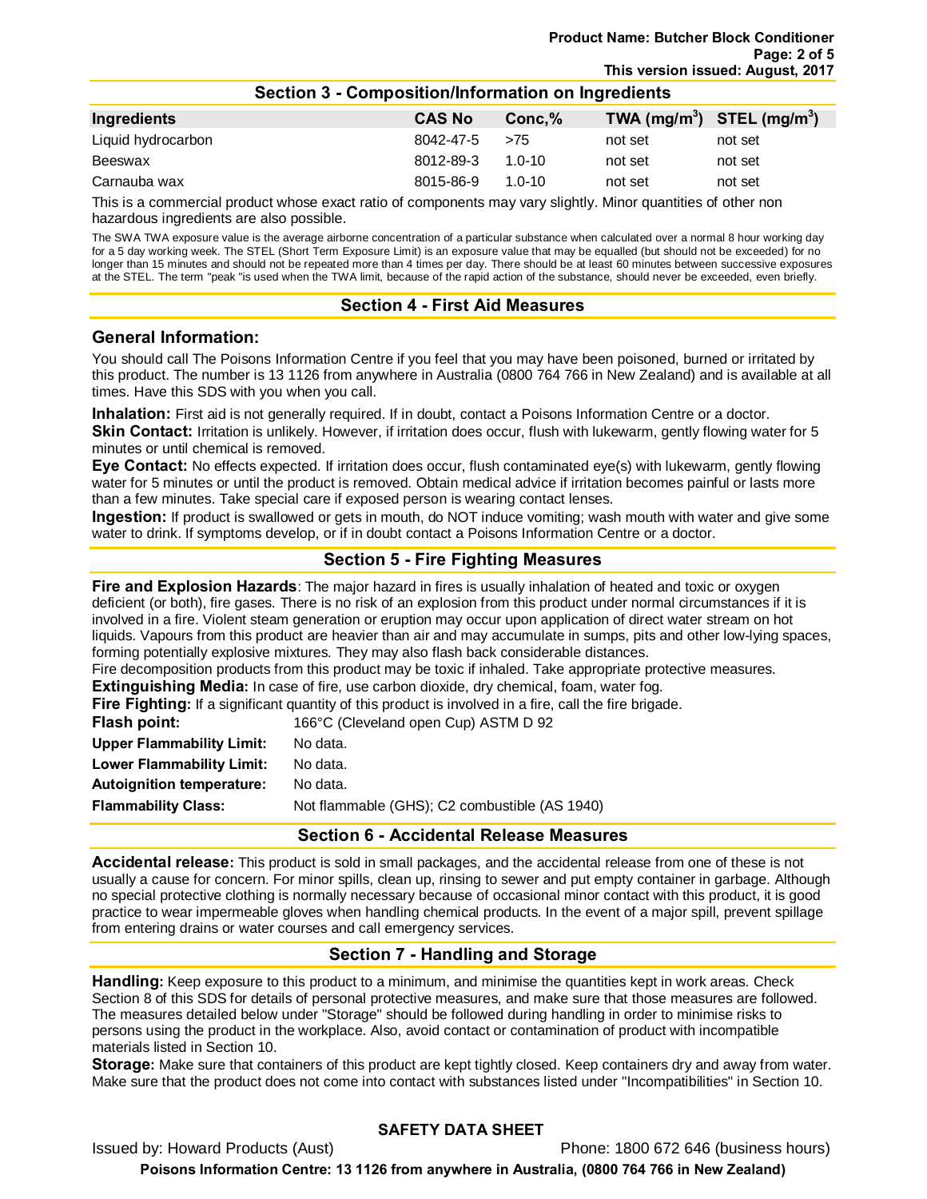## Section 3 - Composition/Information on Ingredients

| Ingredients | CAS No | Conc,% | TWA ($mg/m^3$) | STEL ($mg/m^3$) |
|---|---|---|---|---|
| Liquid hydrocarbon | 8042-47-5 | >75 | not set | not set |
| Beeswax | 8012-89-3 | 1.0-10 | not set | not set |
| Carnauba wax | 8015-86-9 | 1.0-10 | not set | not set |

This is a commercial product whose exact ratio of components may vary slightly. Minor quantities of other non hazardous ingredients are also possible.

The SWA TWA exposure value is the average airborne concentration of a particular substance when calculated over a normal 8 hour working day for a 5 day working week. The STEL (Short Term Exposure Limit) is an exposure value that may be equalled (but should not be exceeded) for no longer than 15 minutes and should not be repeated more than 4 times per day. There should be at least 60 minutes between successive exposures at the STEL. The term "peak "is used when the TWA limit, because of the rapid action of the substance, should never be exceeded, even briefly.

## Section 4 - First Aid Measures

### General Information:

You should call The Poisons Information Centre if you feel that you may have been poisoned, burned or irritated by this product. The number is 13 1126 from anywhere in Australia (0800 764 766 in New Zealand) and is available at all times. Have this SDS with you when you call.

**Inhalation:** First aid is not generally required. If in doubt, contact a Poisons Information Centre or a doctor.

**Skin Contact:** Irritation is unlikely. However, if irritation does occur, flush with lukewarm, gently flowing water for 5 minutes or until chemical is removed.

**Eye Contact:** No effects expected. If irritation does occur, flush contaminated eye(s) with lukewarm, gently flowing water for 5 minutes or until the product is removed. Obtain medical advice if irritation becomes painful or lasts more than a few minutes. Take special care if exposed person is wearing contact lenses.

**Ingestion:** If product is swallowed or gets in mouth, do NOT induce vomiting; wash mouth with water and give some water to drink. If symptoms develop, or if in doubt contact a Poisons Information Centre or a doctor.

## Section 5 - Fire Fighting Measures

**Fire and Explosion Hazards**: The major hazard in fires is usually inhalation of heated and toxic or oxygen deficient (or both), fire gases. There is no risk of an explosion from this product under normal circumstances if it is involved in a fire. Violent steam generation or eruption may occur upon application of direct water stream on hot liquids. Vapours from this product are heavier than air and may accumulate in sumps, pits and other low-lying spaces, forming potentially explosive mixtures. They may also flash back considerable distances.

Fire decomposition products from this product may be toxic if inhaled. Take appropriate protective measures.

**Extinguishing Media:** In case of fire, use carbon dioxide, dry chemical, foam, water fog.

**Fire Fighting:** If a significant quantity of this product is involved in a fire, call the fire brigade.

| | |
|---|---|
| **Flash point:** | 166°C (Cleveland open Cup) ASTM D 92 |
| **Upper Flammability Limit:** | No data. |
| **Lower Flammability Limit:** | No data. |
| **Autoignition temperature:** | No data. |
| **Flammability Class:** | Not flammable (GHS); C2 combustible (AS 1940) |

## Section 6 - Accidental Release Measures

**Accidental release:** This product is sold in small packages, and the accidental release from one of these is not usually a cause for concern. For minor spills, clean up, rinsing to sewer and put empty container in garbage. Although no special protective clothing is normally necessary because of occasional minor contact with this product, it is good practice to wear impermeable gloves when handling chemical products. In the event of a major spill, prevent spillage from entering drains or water courses and call emergency services.

## Section 7 - Handling and Storage

**Handling:** Keep exposure to this product to a minimum, and minimise the quantities kept in work areas. Check Section 8 of this SDS for details of personal protective measures, and make sure that those measures are followed. The measures detailed below under "Storage" should be followed during handling in order to minimise risks to persons using the product in the workplace. Also, avoid contact or contamination of product with incompatible materials listed in Section 10.

**Storage:** Make sure that containers of this product are kept tightly closed. Keep containers dry and away from water. Make sure that the product does not come into contact with substances listed under "Incompatibilities" in Section 10.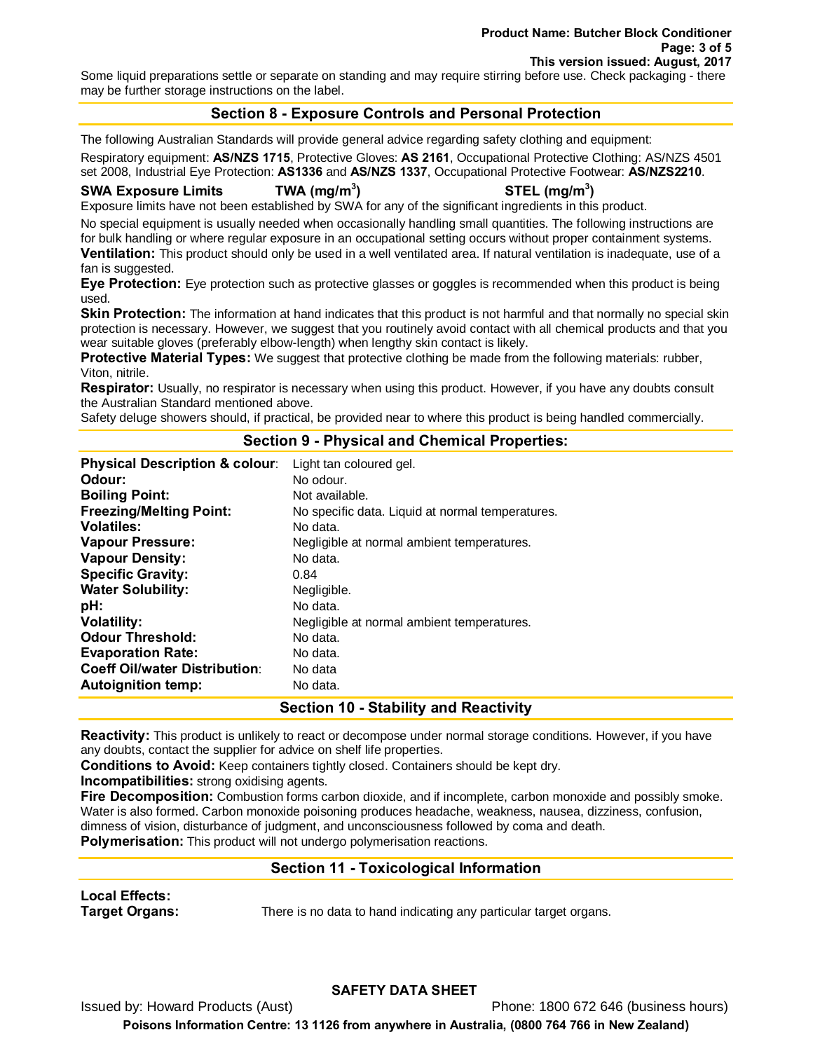Some liquid preparations settle or separate on standing and may require stirring before use. Check packaging - there may be further storage instructions on the label.

## Section 8 - Exposure Controls and Personal Protection

The following Australian Standards will provide general advice regarding safety clothing and equipment:

Respiratory equipment: **AS/NZS 1715**, Protective Gloves: **AS 2161**, Occupational Protective Clothing: AS/NZS 4501 set 2008, Industrial Eye Protection: **AS1336** and **AS/NZS 1337**, Occupational Protective Footwear: **AS/NZS2210**.

| **SWA Exposure Limits** | **TWA (mg/m$^3$)** | **STEL (mg/m$^3$)** |
|---|---|---|

Exposure limits have not been established by SWA for any of the significant ingredients in this product.

No special equipment is usually needed when occasionally handling small quantities. The following instructions are for bulk handling or where regular exposure in an occupational setting occurs without proper containment systems.

**Ventilation:** This product should only be used in a well ventilated area. If natural ventilation is inadequate, use of a fan is suggested.

**Eye Protection:** Eye protection such as protective glasses or goggles is recommended when this product is being used.

**Skin Protection:** The information at hand indicates that this product is not harmful and that normally no special skin protection is necessary. However, we suggest that you routinely avoid contact with all chemical products and that you wear suitable gloves (preferably elbow-length) when lengthy skin contact is likely.

**Protective Material Types:** We suggest that protective clothing be made from the following materials: rubber, Viton, nitrile.

**Respirator:** Usually, no respirator is necessary when using this product. However, if you have any doubts consult the Australian Standard mentioned above.

Safety deluge showers should, if practical, be provided near to where this product is being handled commercially.

## Section 9 - Physical and Chemical Properties:

| | |
|---|---|
| **Physical Description & colour**: | Light tan coloured gel. |
| **Odour:** | No odour. |
| **Boiling Point:** | Not available. |
| **Freezing/Melting Point:** | No specific data. Liquid at normal temperatures. |
| **Volatiles:** | No data. |
| **Vapour Pressure:** | Negligible at normal ambient temperatures. |
| **Vapour Density:** | No data. |
| **Specific Gravity:** | 0.84 |
| **Water Solubility:** | Negligible. |
| **pH:** | No data. |
| **Volatility:** | Negligible at normal ambient temperatures. |
| **Odour Threshold:** | No data. |
| **Evaporation Rate:** | No data. |
| **Coeff Oil/water Distribution**: | No data |
| **Autoignition temp:** | No data. |

## Section 10 - Stability and Reactivity

**Reactivity:** This product is unlikely to react or decompose under normal storage conditions. However, if you have any doubts, contact the supplier for advice on shelf life properties.

**Conditions to Avoid:** Keep containers tightly closed. Containers should be kept dry.

**Incompatibilities:** strong oxidising agents.

**Fire Decomposition:** Combustion forms carbon dioxide, and if incomplete, carbon monoxide and possibly smoke. Water is also formed. Carbon monoxide poisoning produces headache, weakness, nausea, dizziness, confusion, dimness of vision, disturbance of judgment, and unconsciousness followed by coma and death.

**Polymerisation:** This product will not undergo polymerisation reactions.

## Section 11 - Toxicological Information

**Local Effects:**

**Target Organs:** There is no data to hand indicating any particular target organs.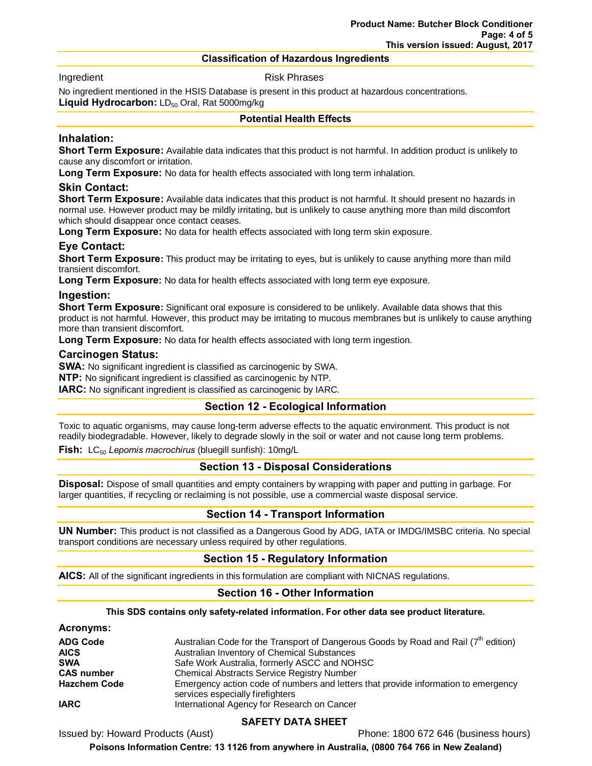### Classification of Hazardous Ingredients

| Ingredient | Risk Phrases |
|---|---|

No ingredient mentioned in the HSIS Database is present in this product at hazardous concentrations.

**Liquid Hydrocarbon:** $LD_{50}$ Oral, Rat 5000mg/kg

### Potential Health Effects

#### Inhalation:

**Short Term Exposure:** Available data indicates that this product is not harmful. In addition product is unlikely to cause any discomfort or irritation.

**Long Term Exposure:** No data for health effects associated with long term inhalation.

#### Skin Contact:

**Short Term Exposure:** Available data indicates that this product is not harmful. It should present no hazards in normal use. However product may be mildly irritating, but is unlikely to cause anything more than mild discomfort which should disappear once contact ceases.

**Long Term Exposure:** No data for health effects associated with long term skin exposure.

#### Eye Contact:

**Short Term Exposure:** This product may be irritating to eyes, but is unlikely to cause anything more than mild transient discomfort.

**Long Term Exposure:** No data for health effects associated with long term eye exposure.

#### Ingestion:

**Short Term Exposure:** Significant oral exposure is considered to be unlikely. Available data shows that this product is not harmful. However, this product may be irritating to mucous membranes but is unlikely to cause anything more than transient discomfort.

**Long Term Exposure:** No data for health effects associated with long term ingestion.

#### Carcinogen Status:

**SWA:** No significant ingredient is classified as carcinogenic by SWA.

**NTP:** No significant ingredient is classified as carcinogenic by NTP.

**IARC:** No significant ingredient is classified as carcinogenic by IARC.

## Section 12 - Ecological Information

Toxic to aquatic organisms, may cause long-term adverse effects to the aquatic environment. This product is not readily biodegradable. However, likely to degrade slowly in the soil or water and not cause long term problems.

**Fish:** $LC_{50}$ *Lepomis macrochirus* (bluegill sunfish): 10mg/L

## Section 13 - Disposal Considerations

**Disposal:** Dispose of small quantities and empty containers by wrapping with paper and putting in garbage. For larger quantities, if recycling or reclaiming is not possible, use a commercial waste disposal service.

## Section 14 - Transport Information

**UN Number:** This product is not classified as a Dangerous Good by ADG, IATA or IMDG/IMSBC criteria. No special transport conditions are necessary unless required by other regulations.

## Section 15 - Regulatory Information

**AICS:** All of the significant ingredients in this formulation are compliant with NICNAS regulations.

## Section 16 - Other Information

**This SDS contains only safety-related information. For other data see product literature.**

#### Acronyms:

| | |
|---|---|
| **ADG Code** | Australian Code for the Transport of Dangerous Goods by Road and Rail (7th edition) |
| **AICS** | Australian Inventory of Chemical Substances |
| **SWA** | Safe Work Australia, formerly ASCC and NOHSC |
| **CAS number** | Chemical Abstracts Service Registry Number |
| **Hazchem Code** | Emergency action code of numbers and letters that provide information to emergency services especially firefighters |
| **IARC** | International Agency for Research on Cancer |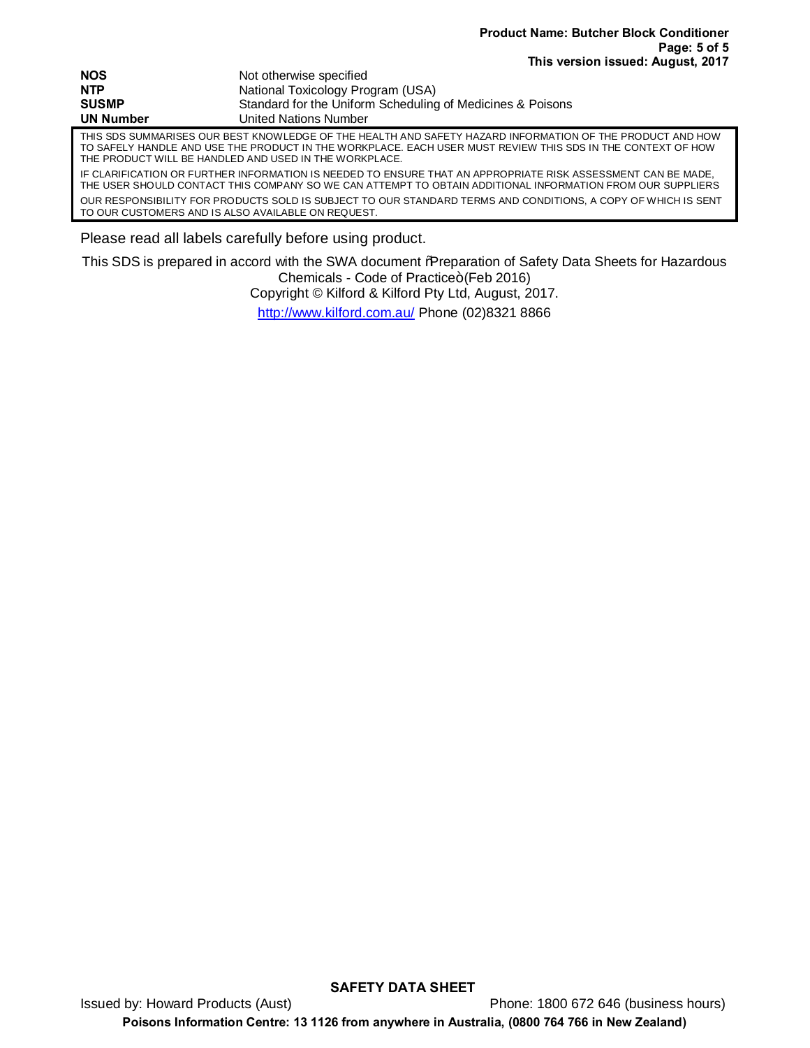| | |
|---|---|
| **NOS** | Not otherwise specified |
| **NTP** | National Toxicology Program (USA) |
| **SUSMP** | Standard for the Uniform Scheduling of Medicines & Poisons |
| **UN Number** | United Nations Number |

THIS SDS SUMMARISES OUR BEST KNOWLEDGE OF THE HEALTH AND SAFETY HAZARD INFORMATION OF THE PRODUCT AND HOW TO SAFELY HANDLE AND USE THE PRODUCT IN THE WORKPLACE. EACH USER MUST REVIEW THIS SDS IN THE CONTEXT OF HOW THE PRODUCT WILL BE HANDLED AND USED IN THE WORKPLACE.

IF CLARIFICATION OR FURTHER INFORMATION IS NEEDED TO ENSURE THAT AN APPROPRIATE RISK ASSESSMENT CAN BE MADE, THE USER SHOULD CONTACT THIS COMPANY SO WE CAN ATTEMPT TO OBTAIN ADDITIONAL INFORMATION FROM OUR SUPPLIERS

OUR RESPONSIBILITY FOR PRODUCTS SOLD IS SUBJECT TO OUR STANDARD TERMS AND CONDITIONS, A COPY OF WHICH IS SENT TO OUR CUSTOMERS AND IS ALSO AVAILABLE ON REQUEST.

Please read all labels carefully before using product.

This SDS is prepared in accord with the SWA document "Preparation of Safety Data Sheets for Hazardous Chemicals - Code of Practice" (Feb 2016)

Copyright © Kilford & Kilford Pty Ltd, August, 2017.

http://www.kilford.com.au/ Phone (02)8321 8866